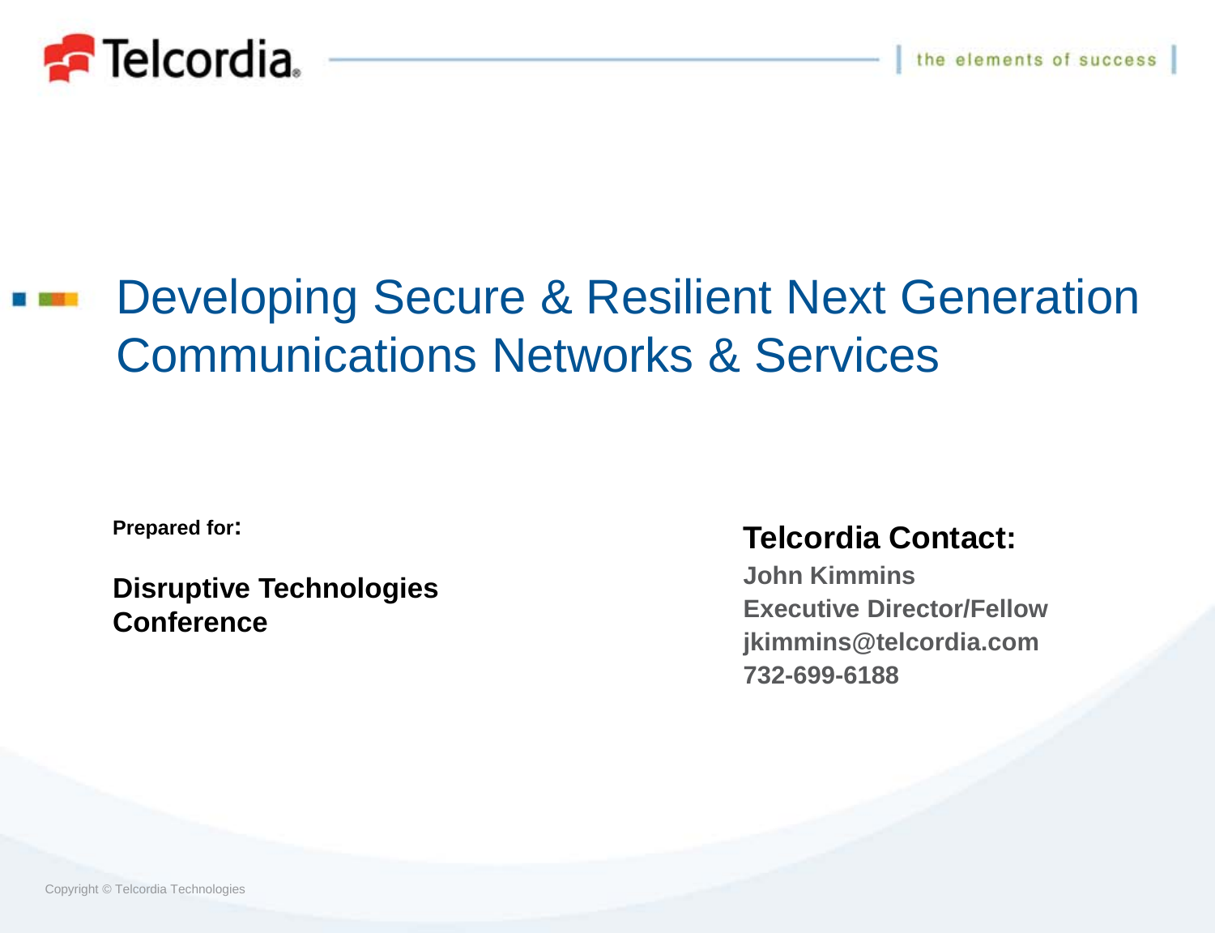# Developing Secure & Resilient Next Generation Communications Networks & Services

**Prepared for:**

**Disruptive Technologies Conference**

## Telcordia Contact:

**John Kimmins**
**Executive Director/Fellow**
**jkimmins@telcordia.com**
**732-699-6188**

Copyright © Telcordia Technologies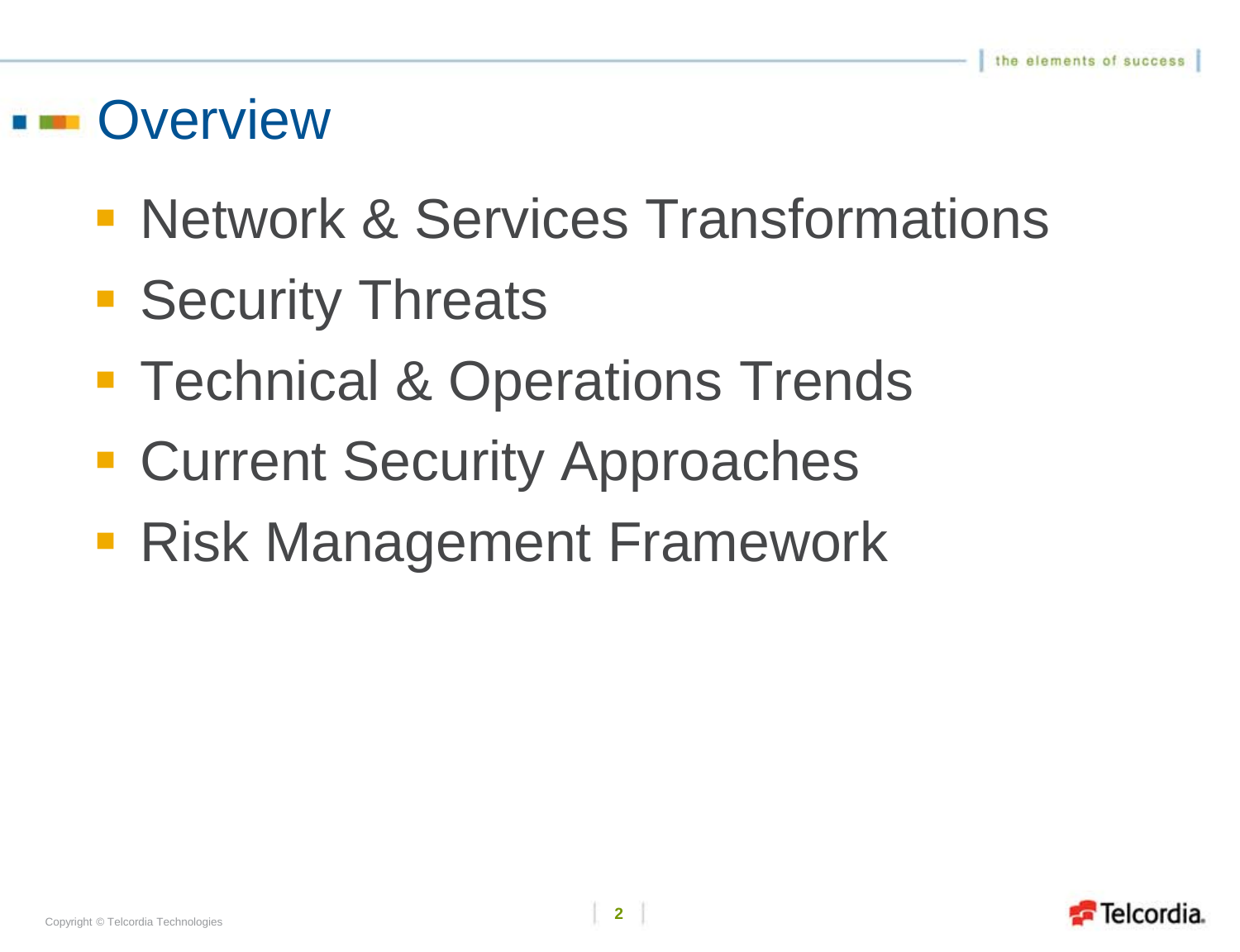# Overview

- Network & Services Transformations
- Security Threats
- Technical & Operations Trends
- Current Security Approaches
- Risk Management Framework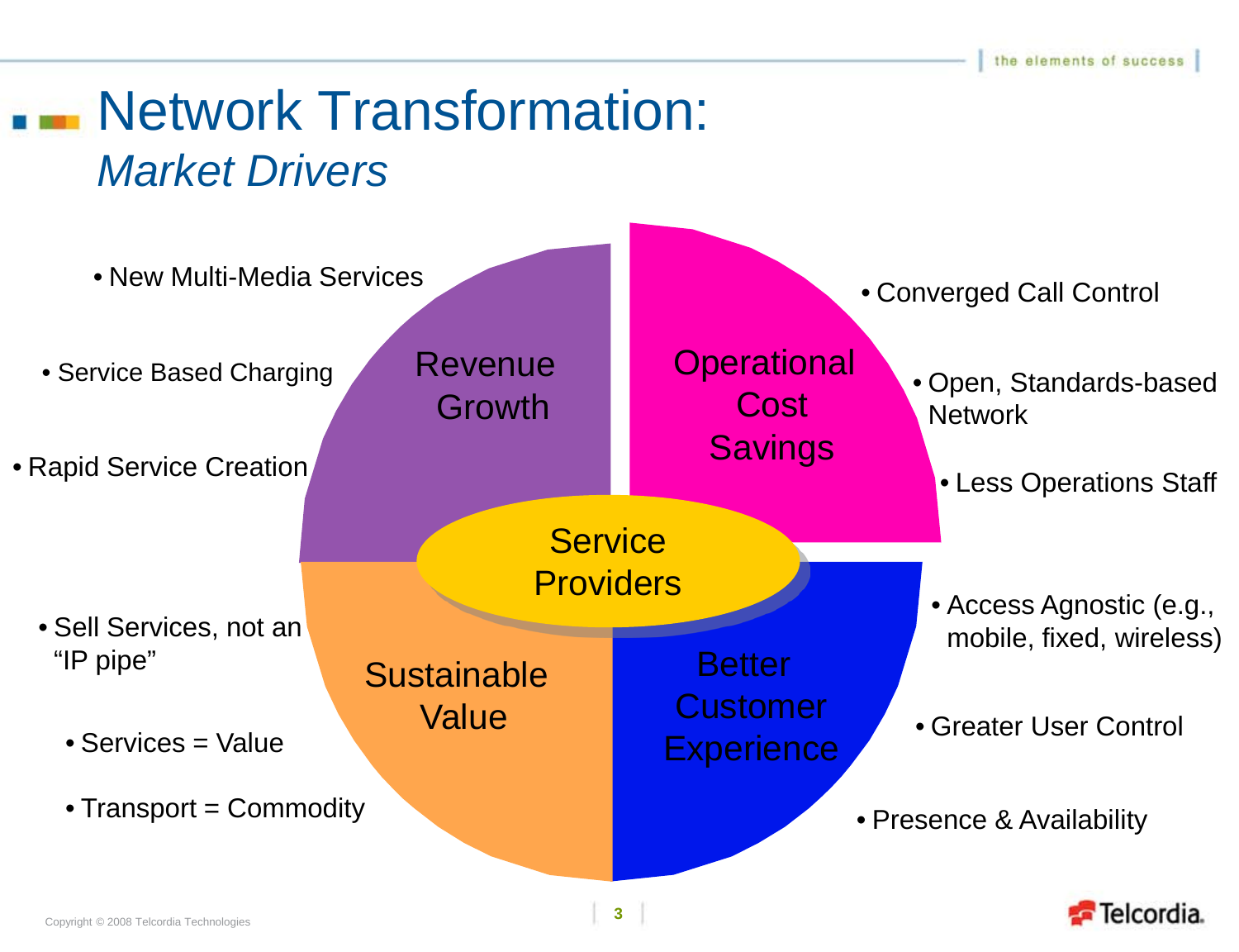# Network Transformation:
*Market Drivers*

Revenue Growth

- New Multi-Media Services
- Service Based Charging
- Rapid Service Creation

Operational Cost Savings

- Converged Call Control
- Open, Standards-based Network
- Less Operations Staff

Sustainable Value

- Sell Services, not an "IP pipe"
- Services = Value
- Transport = Commodity

Better Customer Experience

- Access Agnostic (e.g., mobile, fixed, wireless)
- Greater User Control
- Presence & Availability

Service Providers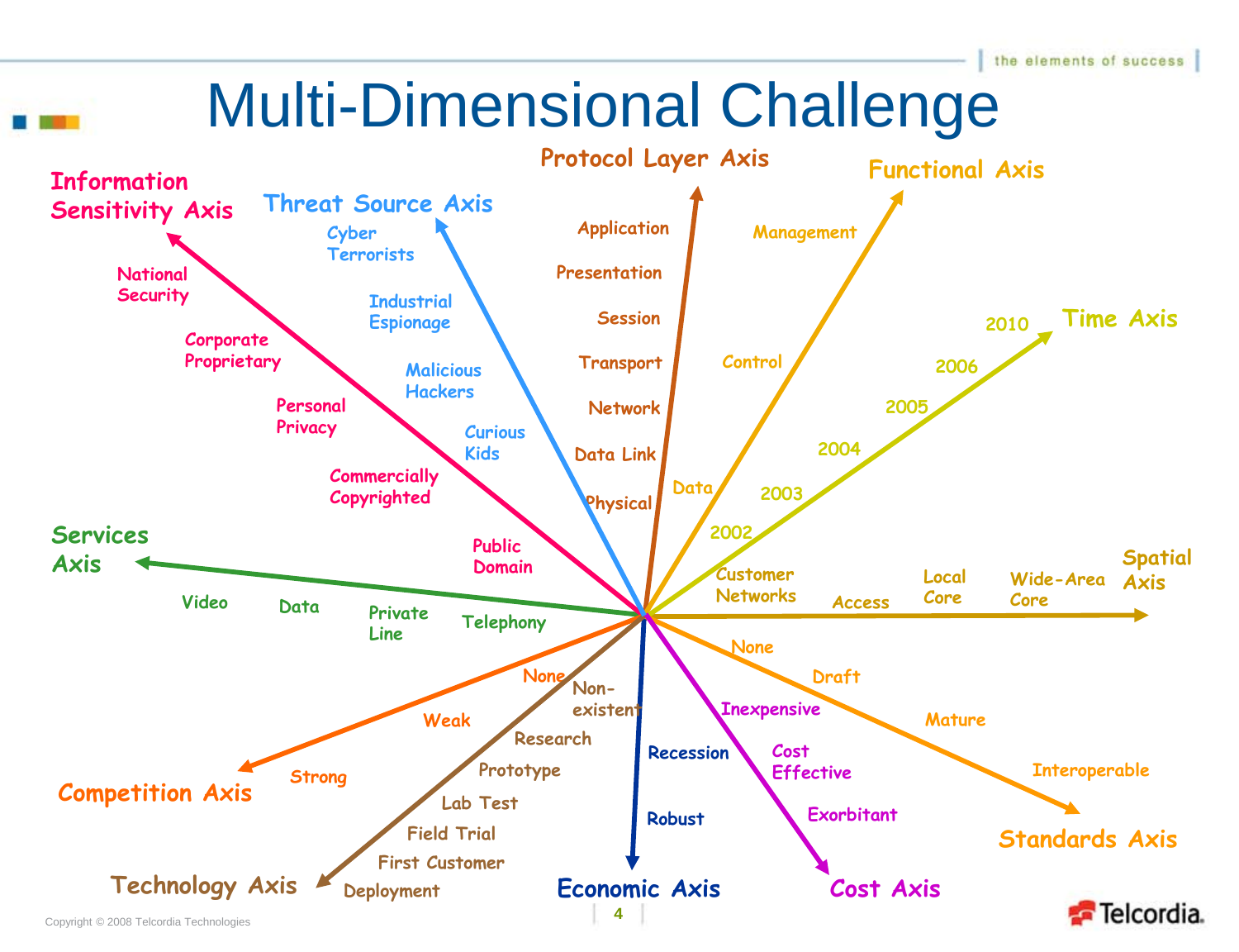# Multi-Dimensional Challenge

Information Sensitivity Axis
National Security
Corporate Proprietary
Personal Privacy
Commercially Copyrighted
Public Domain

Threat Source Axis
Cyber Terrorists
Industrial Espionage
Malicious Hackers
Curious Kids

Protocol Layer Axis
Application
Presentation
Session
Transport
Network
Data Link
Physical

Functional Axis
Management
Control
Data

Time Axis
2010
2006
2005
2004
2003
2002

Spatial Axis
Customer Networks
Access
Local Core
Wide-Area Core

Services Axis
Video
Data
Private Line
Telephony

Competition Axis
None
Weak
Strong

Technology Axis
Non-existent
Research
Prototype
Lab Test
Field Trial
First Customer
Deployment

Economic Axis
Recession
Robust

Cost Axis
Inexpensive
Cost Effective
Exorbitant

Standards Axis
None
Draft
Mature
Interoperable

Copyright © 2008 Telcordia Technologies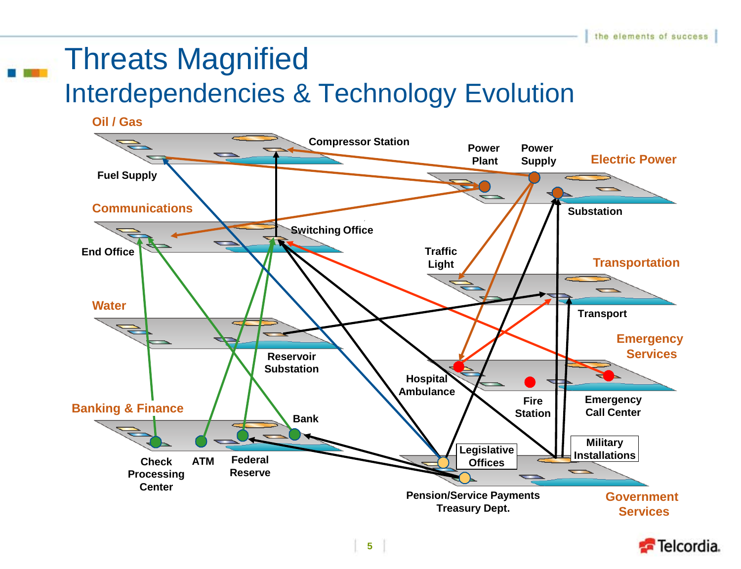# Threats Magnified

## Interdependencies & Technology Evolution

Oil / Gas

Compressor Station

Fuel Supply

Power Plant

Power Supply

Electric Power

Substation

Communications

Switching Office

End Office

Traffic Light

Transportation

Water

Transport

Reservoir Substation

Emergency Services

Hospital Ambulance

Fire Station

Emergency Call Center

Banking & Finance

Bank

Legislative Offices

Military Installations

Check Processing Center

ATM

Federal Reserve

Pension/Service Payments Treasury Dept.

Government Services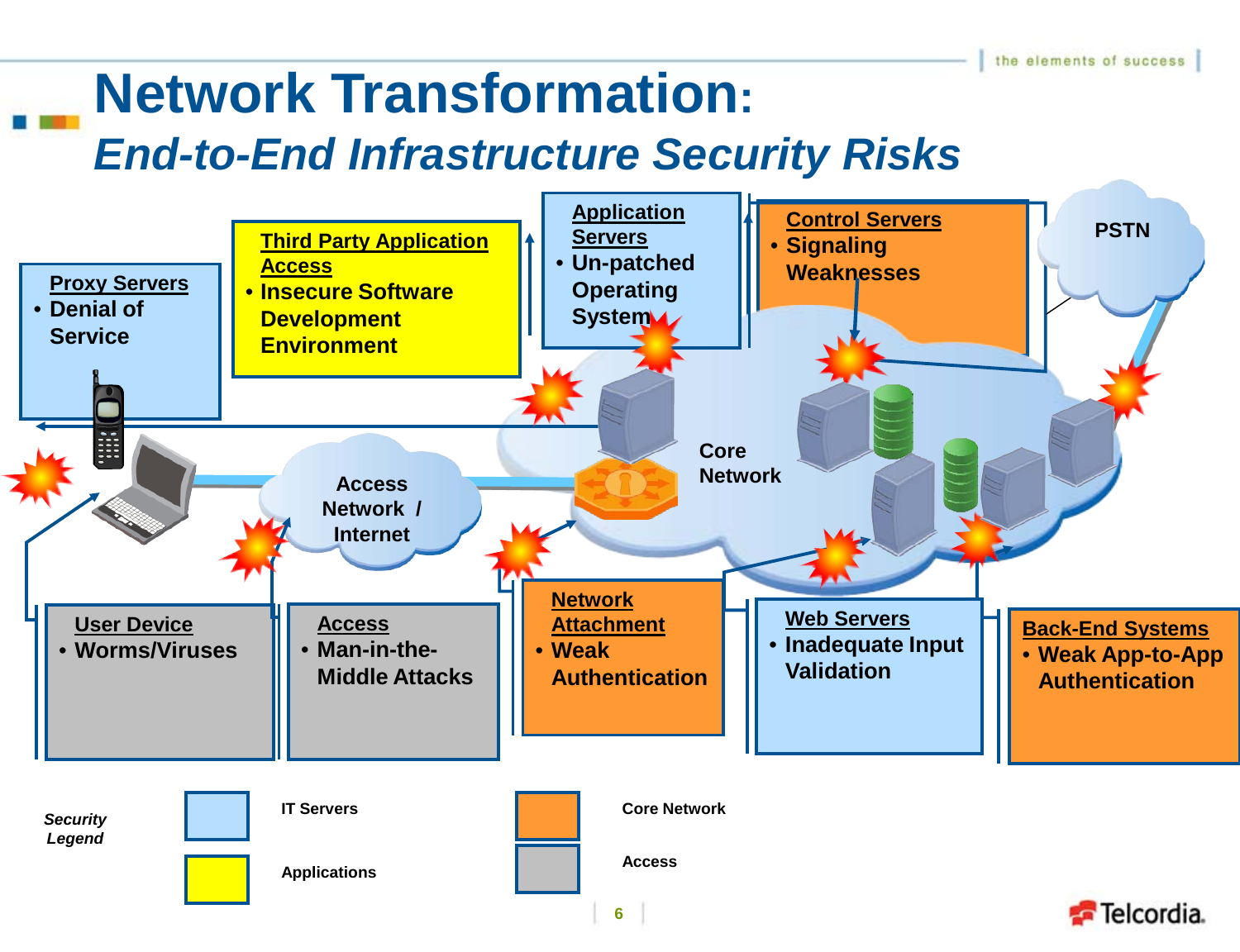# Network Transformation:
## *End-to-End Infrastructure Security Risks*

**Proxy Servers**
- Denial of Service

**Third Party Application Access**
- Insecure Software Development Environment

**Application Servers**
- Un-patched Operating System

**Control Servers**
- Signaling Weaknesses

PSTN

Core Network

Access Network / Internet

**User Device**
- Worms/Viruses

**Access**
- Man-in-the-Middle Attacks

**Network Attachment**
- Weak Authentication

**Web Servers**
- Inadequate Input Validation

**Back-End Systems**
- Weak App-to-App Authentication

*Security Legend*

IT Servers

Applications

Core Network

Access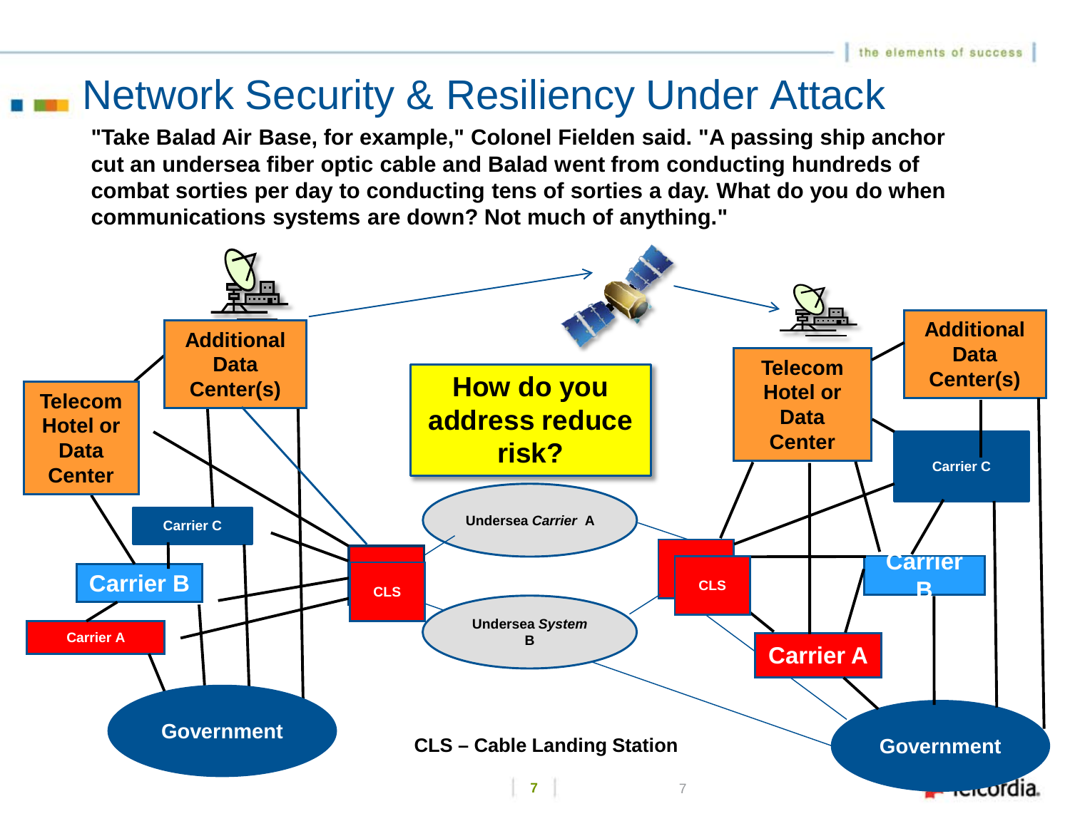# Network Security & Resiliency Under Attack

**"Take Balad Air Base, for example," Colonel Fielden said. "A passing ship anchor cut an undersea fiber optic cable and Balad went from conducting hundreds of combat sorties per day to conducting tens of sorties a day. What do you do when communications systems are down? Not much of anything."**

How do you address reduce risk?

Additional Data Center(s)

Telecom Hotel or Data Center

Carrier C

Carrier B

Carrier A

CLS

Government

Undersea *Carrier* A

Undersea *System* B

Additional Data Center(s)

Telecom Hotel or Data Center

Carrier C

Carrier B

CLS

Carrier A

Government

CLS – Cable Landing Station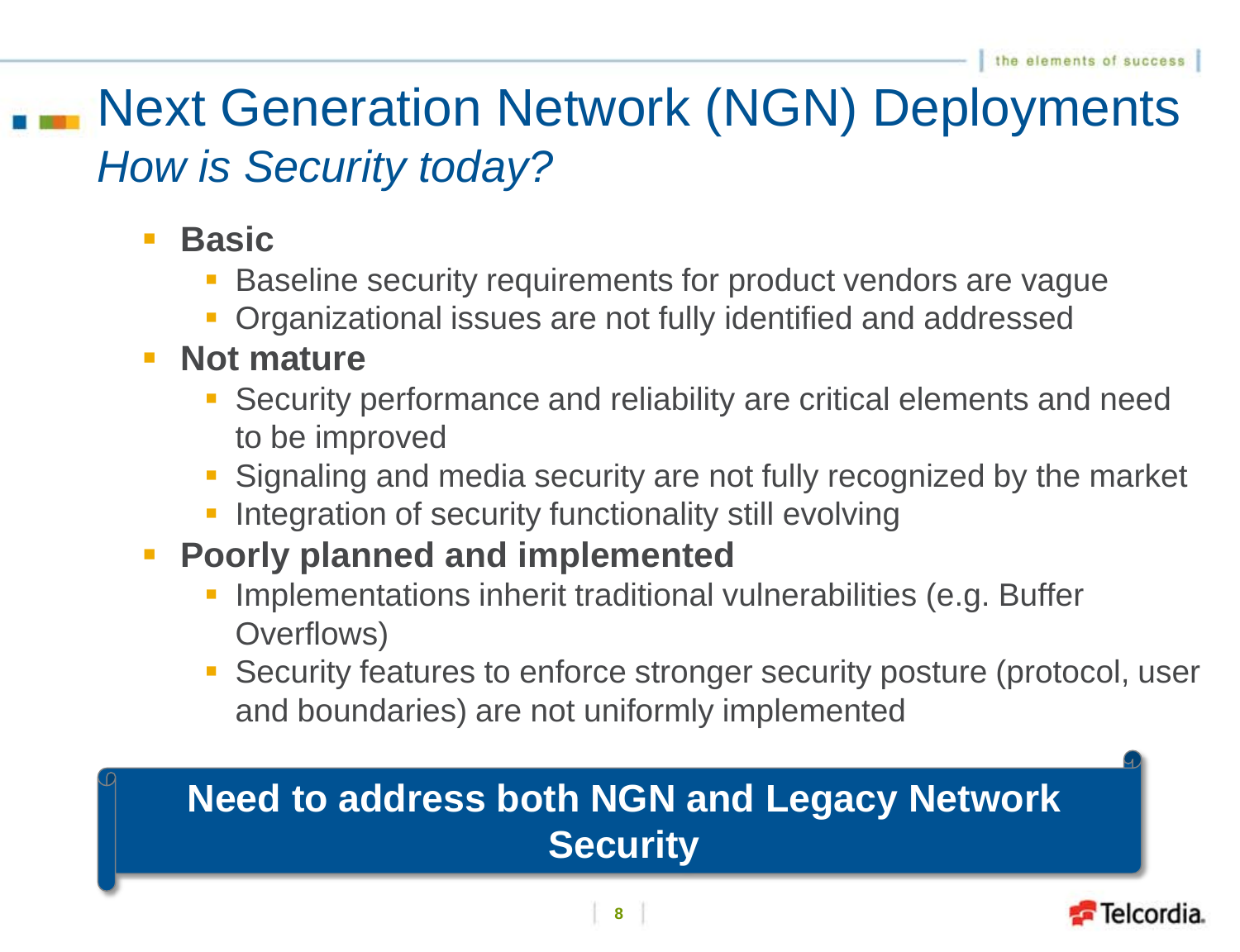# Next Generation Network (NGN) Deployments

## *How is Security today?*

- **Basic**
  - Baseline security requirements for product vendors are vague
  - Organizational issues are not fully identified and addressed
- **Not mature**
  - Security performance and reliability are critical elements and need to be improved
  - Signaling and media security are not fully recognized by the market
  - Integration of security functionality still evolving
- **Poorly planned and implemented**
  - Implementations inherit traditional vulnerabilities (e.g. Buffer Overflows)
  - Security features to enforce stronger security posture (protocol, user and boundaries) are not uniformly implemented

**Need to address both NGN and Legacy Network Security**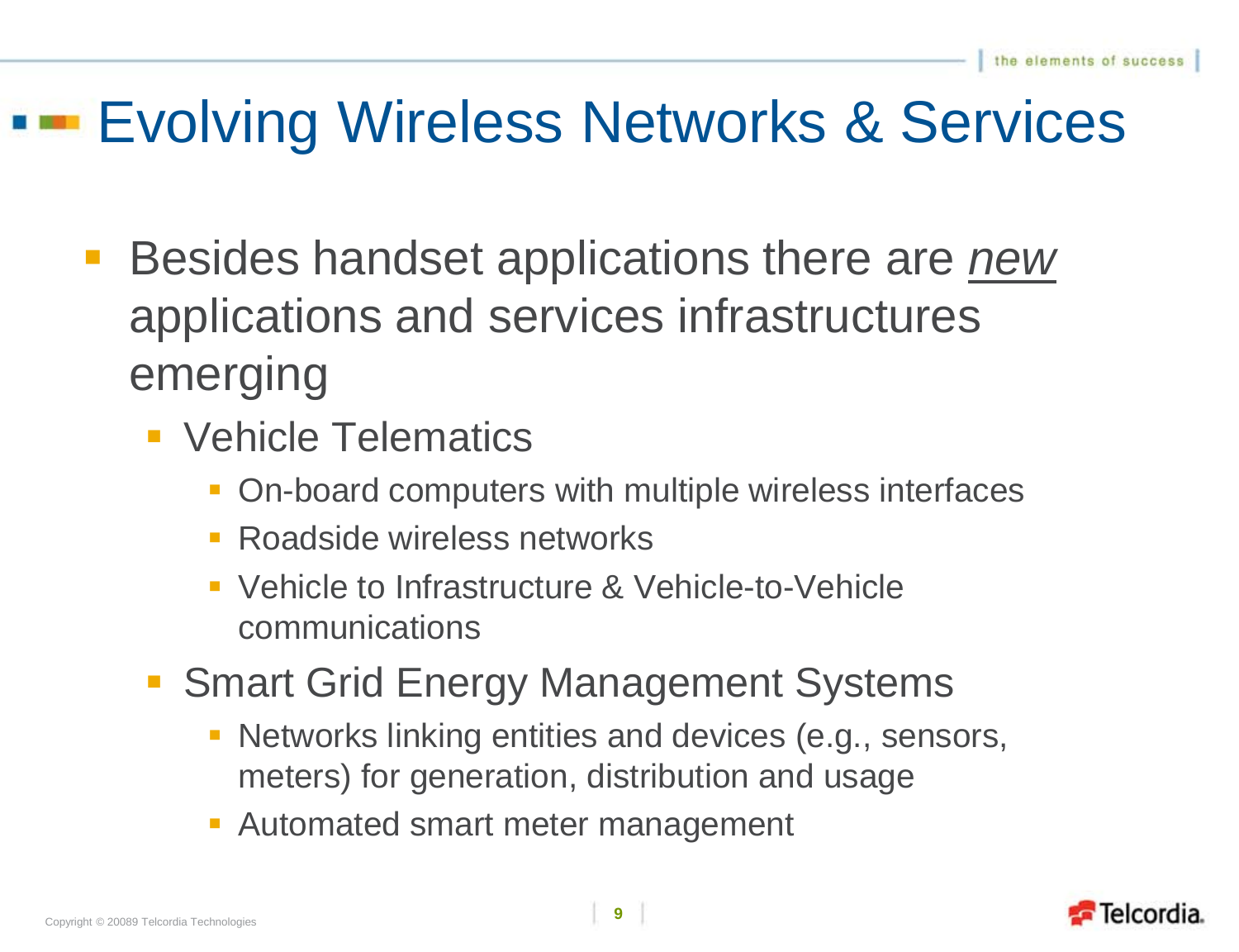# Evolving Wireless Networks & Services

- Besides handset applications there are *new* applications and services infrastructures emerging
  - Vehicle Telematics
    - On-board computers with multiple wireless interfaces
    - Roadside wireless networks
    - Vehicle to Infrastructure & Vehicle-to-Vehicle communications
  - Smart Grid Energy Management Systems
    - Networks linking entities and devices (e.g., sensors, meters) for generation, distribution and usage
    - Automated smart meter management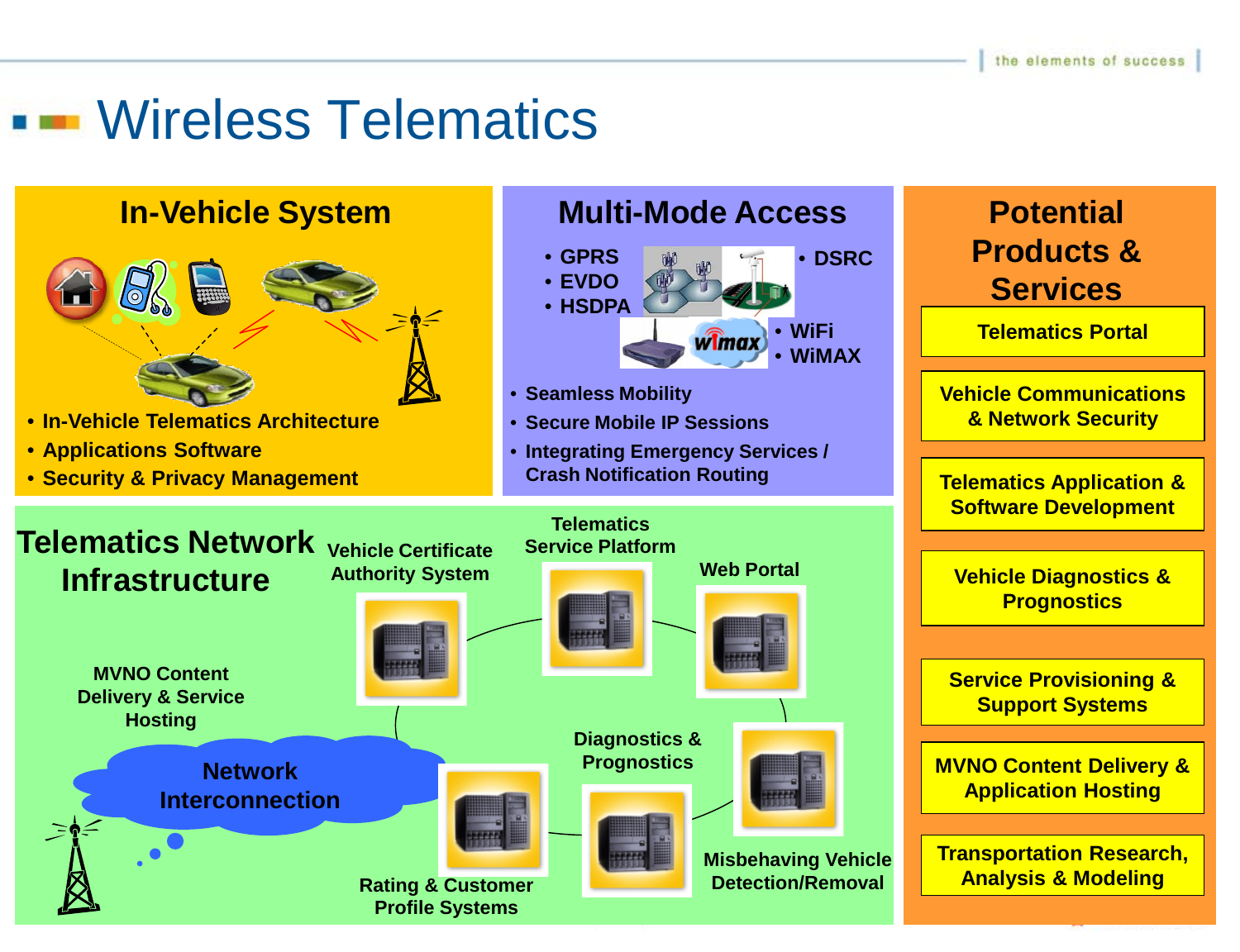# Wireless Telematics

## In-Vehicle System

- In-Vehicle Telematics Architecture
- Applications Software
- Security & Privacy Management

## Multi-Mode Access

- GPRS
- EVDO
- HSDPA
- DSRC
- WiFi
- WiMAX

- Seamless Mobility
- Secure Mobile IP Sessions
- Integrating Emergency Services / Crash Notification Routing

## Potential Products & Services

- Telematics Portal
- Vehicle Communications & Network Security
- Telematics Application & Software Development
- Vehicle Diagnostics & Prognostics
- Service Provisioning & Support Systems
- MVNO Content Delivery & Application Hosting
- Transportation Research, Analysis & Modeling

## Telematics Network Infrastructure

Vehicle Certificate Authority System

Telematics Service Platform

Web Portal

MVNO Content Delivery & Service Hosting

Network Interconnection

Diagnostics & Prognostics

Misbehaving Vehicle Detection/Removal

Rating & Customer Profile Systems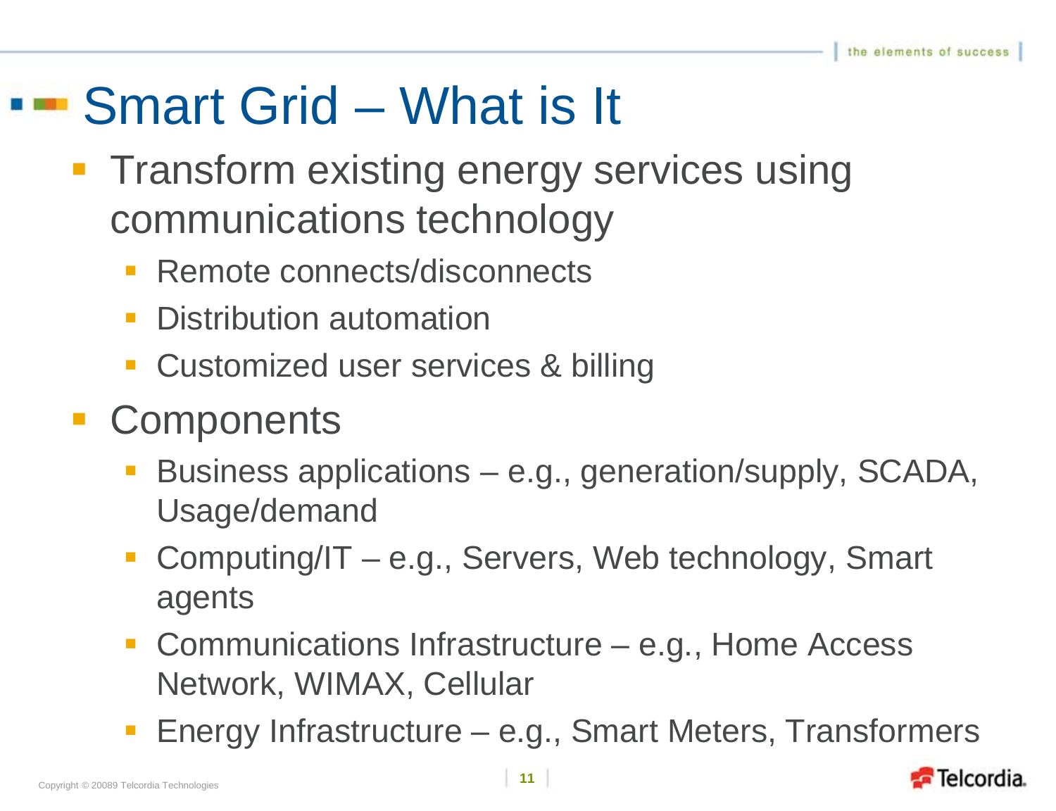# Smart Grid – What is It

- Transform existing energy services using communications technology
  - Remote connects/disconnects
  - Distribution automation
  - Customized user services & billing
- Components
  - Business applications – e.g., generation/supply, SCADA, Usage/demand
  - Computing/IT – e.g., Servers, Web technology, Smart agents
  - Communications Infrastructure – e.g., Home Access Network, WIMAX, Cellular
  - Energy Infrastructure – e.g., Smart Meters, Transformers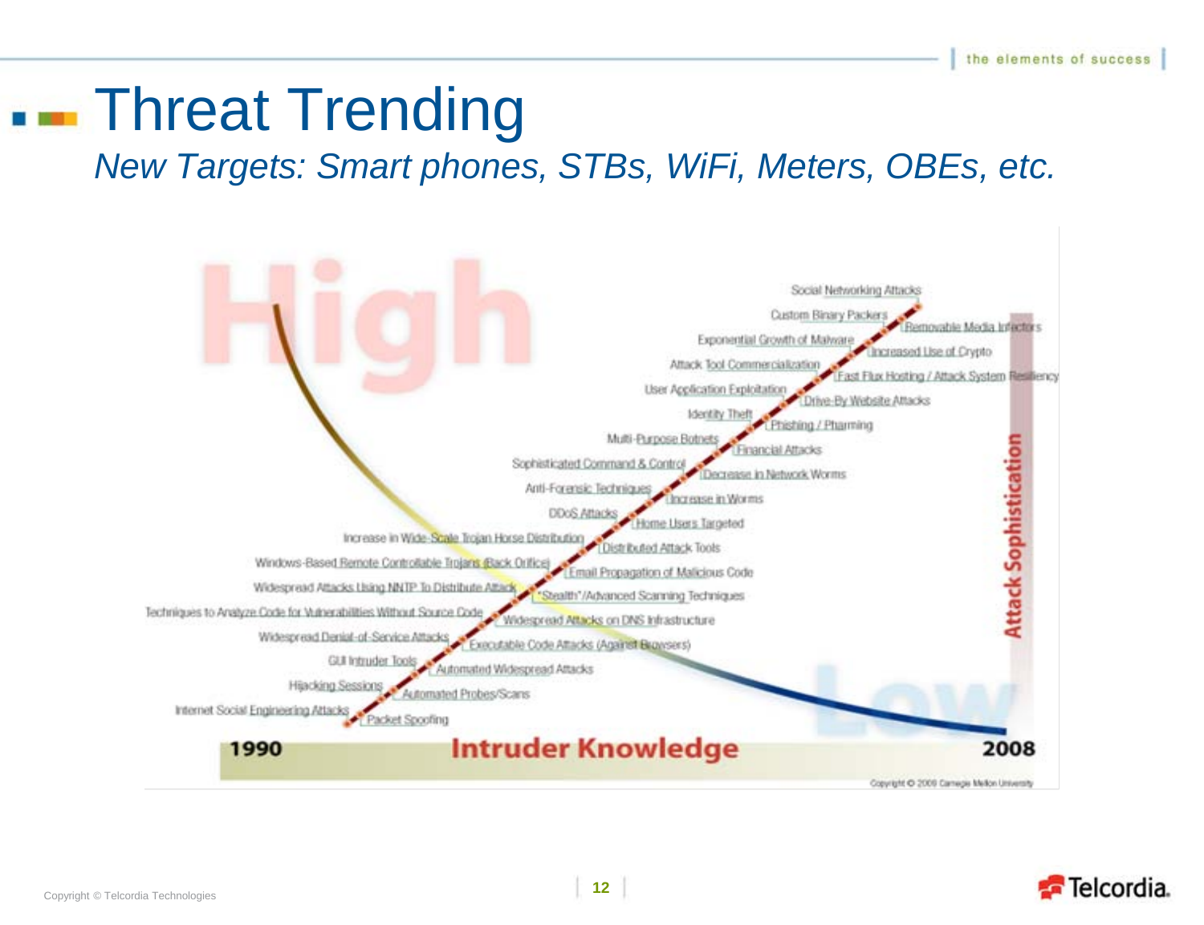# Threat Trending

*New Targets: Smart phones, STBs, WiFi, Meters, OBEs, etc.*

High

Low

Social Networking Attacks
Custom Binary Packers
Removable Media Infectors
Exponential Growth of Malware
Increased Use of Crypto
Attack Tool Commercialization
Fast Flux Hosting / Attack System Resiliency
User Application Exploitation
Drive-By Website Attacks
Identity Theft
Phishing / Pharming
Multi-Purpose Botnets
Financial Attacks
Sophisticated Command & Control
Decrease in Network Worms
Anti-Forensic Techniques
Increase in Worms
DDoS Attacks
Home Users Targeted
Increase in Wide-Scale Trojan Horse Distribution
Distributed Attack Tools
Windows-Based Remote Controllable Trojans (Back Orifice)
Email Propagation of Malicious Code
Widespread Attacks Using NNTP To Distribute Attack
"Stealth"/Advanced Scanning Techniques
Techniques to Analyze Code for Vulnerabilities Without Source Code
Widespread Attacks on DNS Infrastructure
Widespread Denial-of-Service Attacks
Executable Code Attacks (Against Browsers)
GUI Intruder Tools
Automated Widespread Attacks
Hijacking Sessions
Automated Probes/Scans
Internet Social Engineering Attacks
Packet Spoofing

Attack Sophistication

1990

Intruder Knowledge

2008

Copyright © 2008 Carnegie Mellon University

Copyright © Telcordia Technologies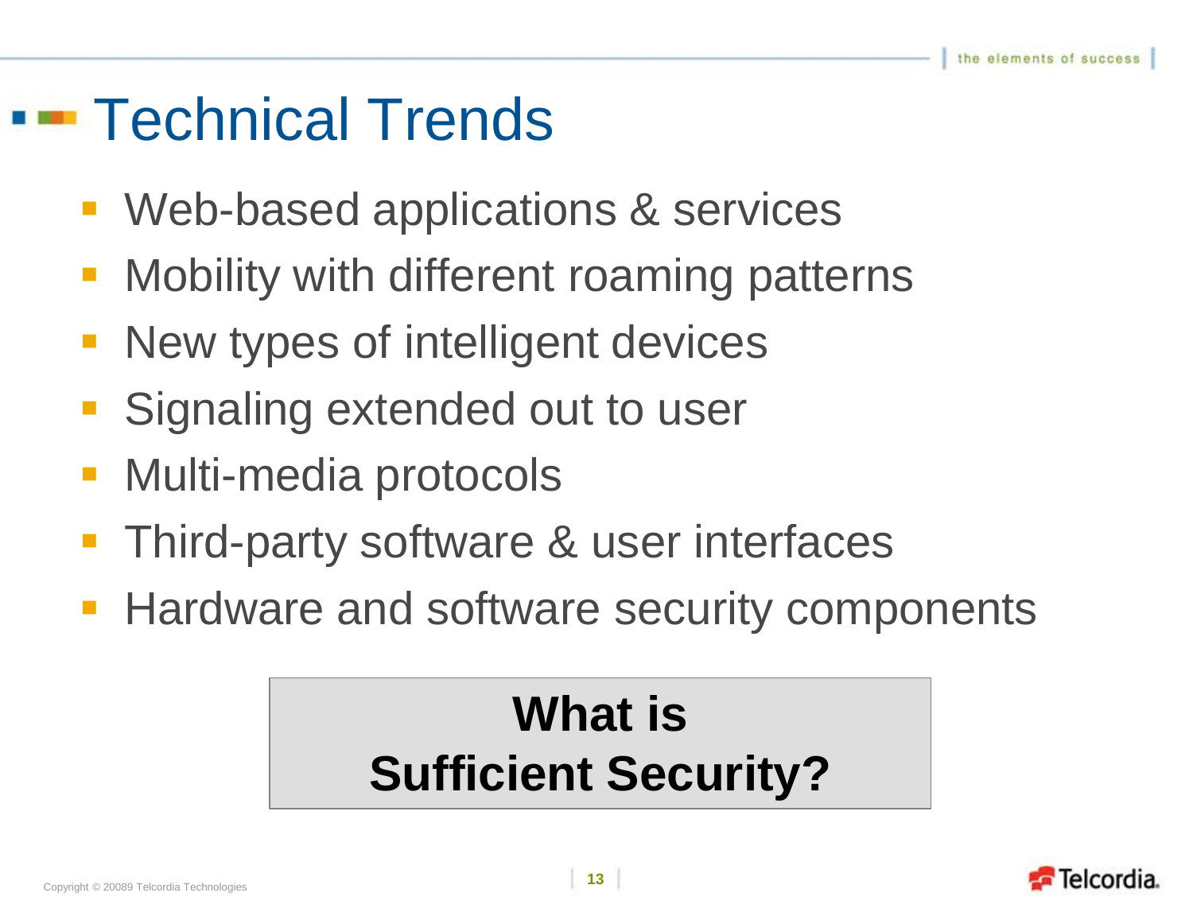# Technical Trends

- Web-based applications & services
- Mobility with different roaming patterns
- New types of intelligent devices
- Signaling extended out to user
- Multi-media protocols
- Third-party software & user interfaces
- Hardware and software security components

**What is Sufficient Security?**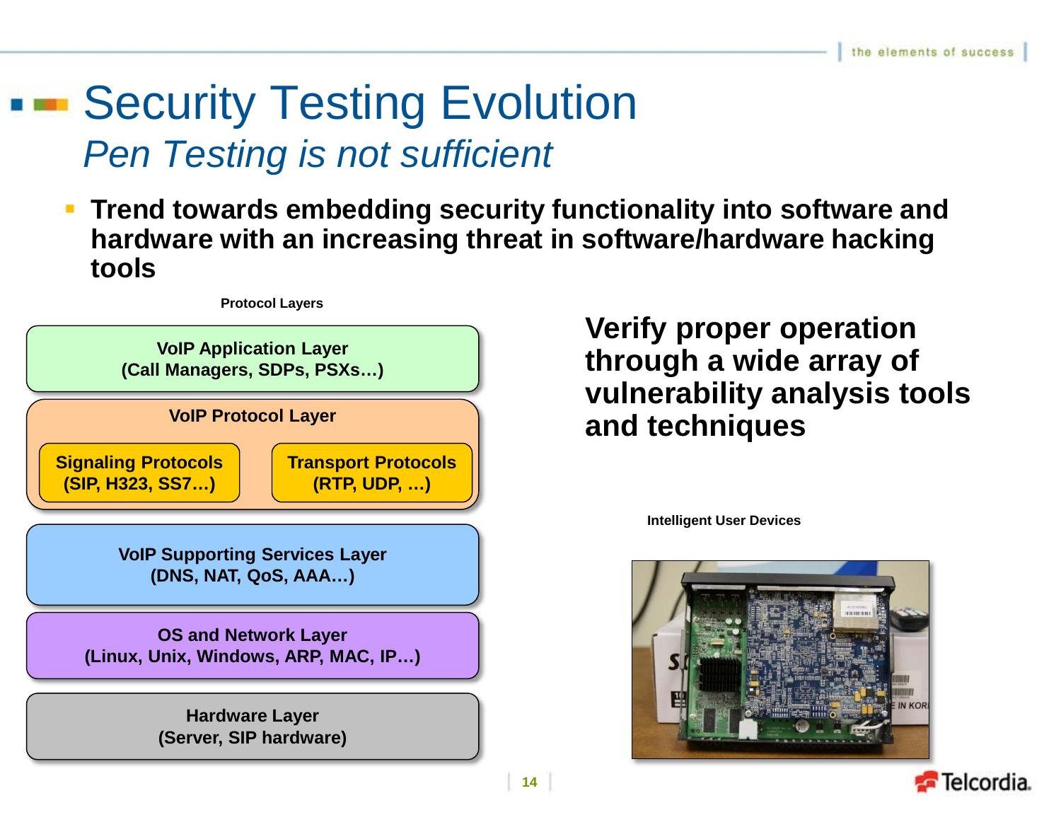# Security Testing Evolution

## *Pen Testing is not sufficient*

- **Trend towards embedding security functionality into software and hardware with an increasing threat in software/hardware hacking tools**

**Protocol Layers**

**VoIP Application Layer (Call Managers, SDPs, PSXs…)**

**VoIP Protocol Layer**

**Signaling Protocols (SIP, H323, SS7…)**

**Transport Protocols (RTP, UDP, …)**

**VoIP Supporting Services Layer (DNS, NAT, QoS, AAA…)**

**OS and Network Layer (Linux, Unix, Windows, ARP, MAC, IP…)**

**Hardware Layer (Server, SIP hardware)**

**Verify proper operation through a wide array of vulnerability analysis tools and techniques**

**Intelligent User Devices**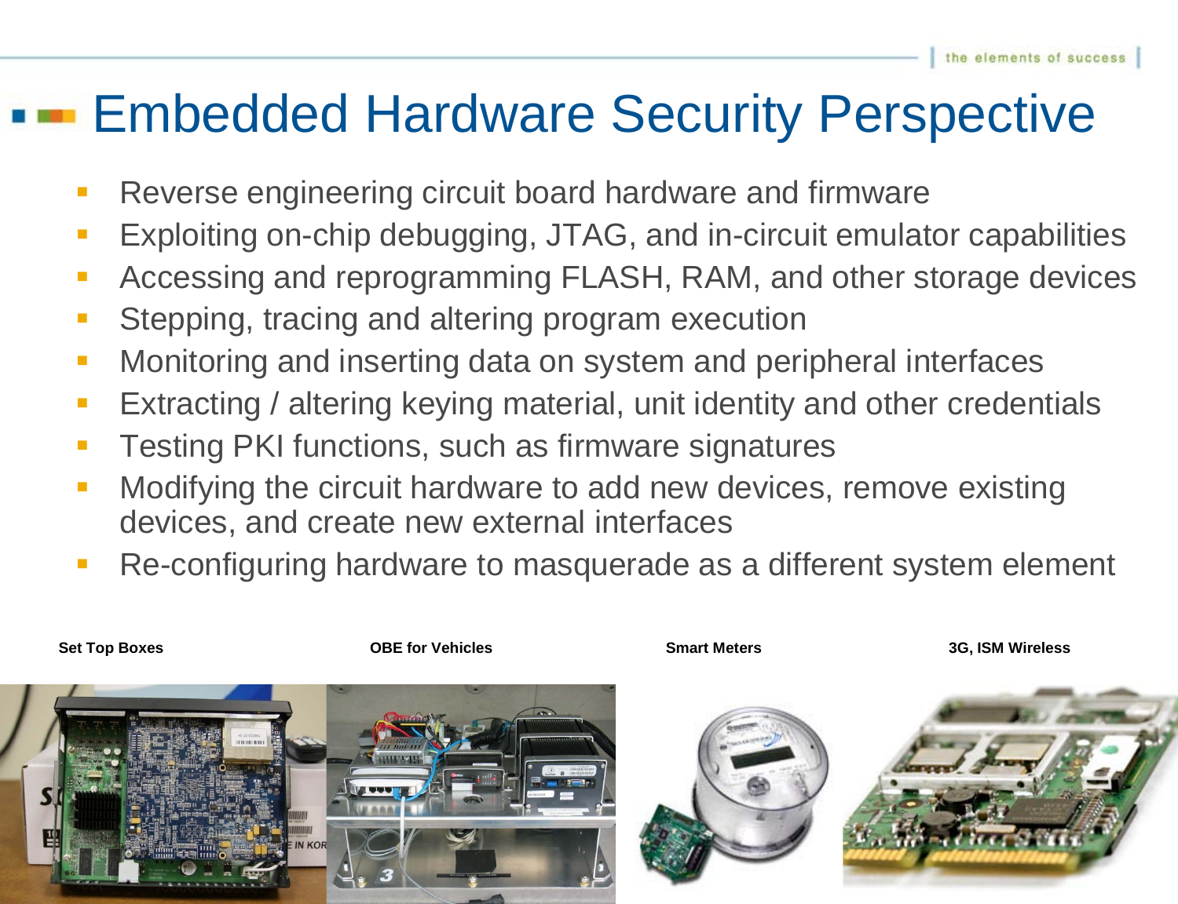# Embedded Hardware Security Perspective

- Reverse engineering circuit board hardware and firmware
- Exploiting on-chip debugging, JTAG, and in-circuit emulator capabilities
- Accessing and reprogramming FLASH, RAM, and other storage devices
- Stepping, tracing and altering program execution
- Monitoring and inserting data on system and peripheral interfaces
- Extracting / altering keying material, unit identity and other credentials
- Testing PKI functions, such as firmware signatures
- Modifying the circuit hardware to add new devices, remove existing devices, and create new external interfaces
- Re-configuring hardware to masquerade as a different system element

**Set Top Boxes**

**OBE for Vehicles**

**Smart Meters**

**3G, ISM Wireless**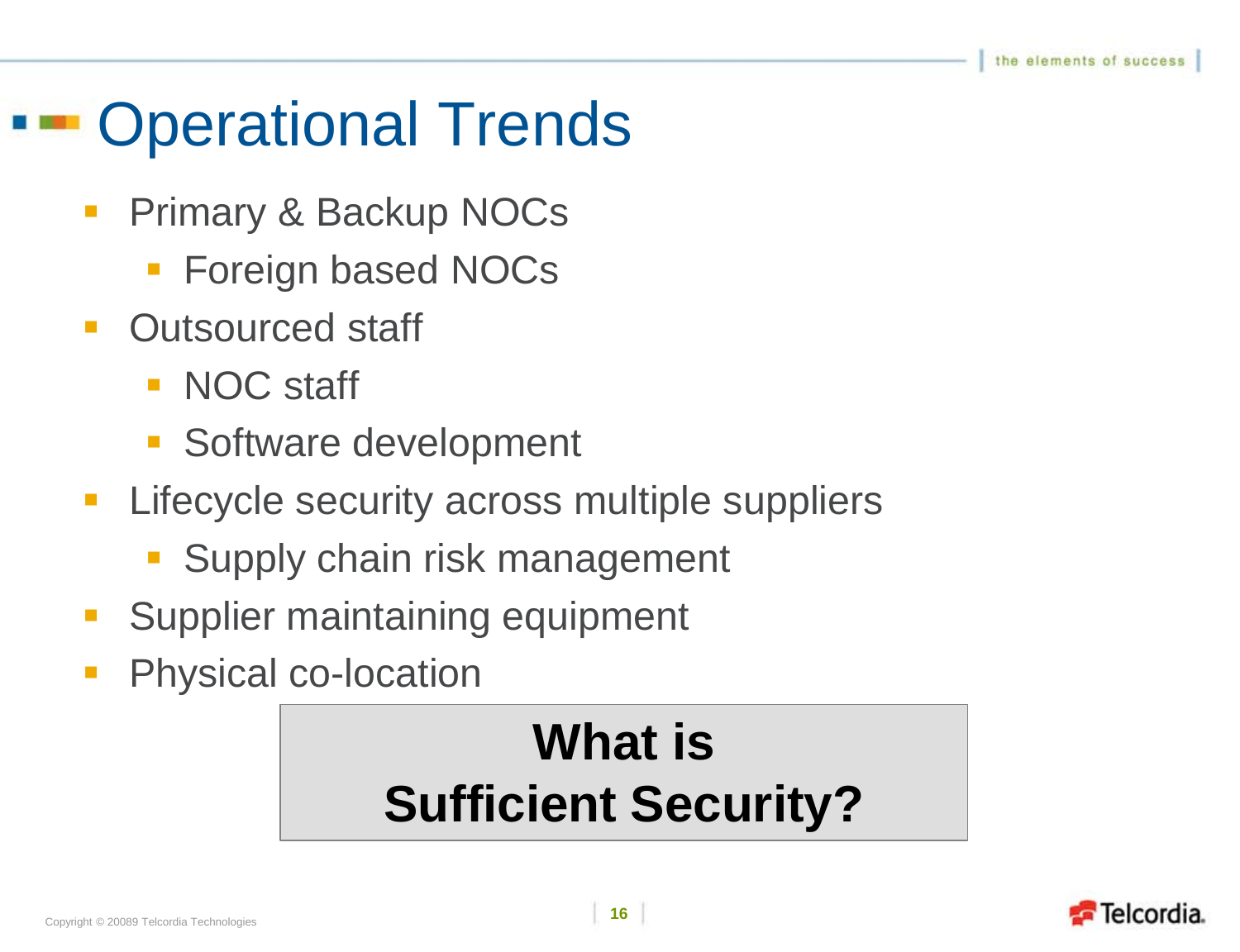# Operational Trends

- Primary & Backup NOCs
  - Foreign based NOCs
- Outsourced staff
  - NOC staff
  - Software development
- Lifecycle security across multiple suppliers
  - Supply chain risk management
- Supplier maintaining equipment
- Physical co-location

**What is Sufficient Security?**

Copyright © 20089 Telcordia Technologies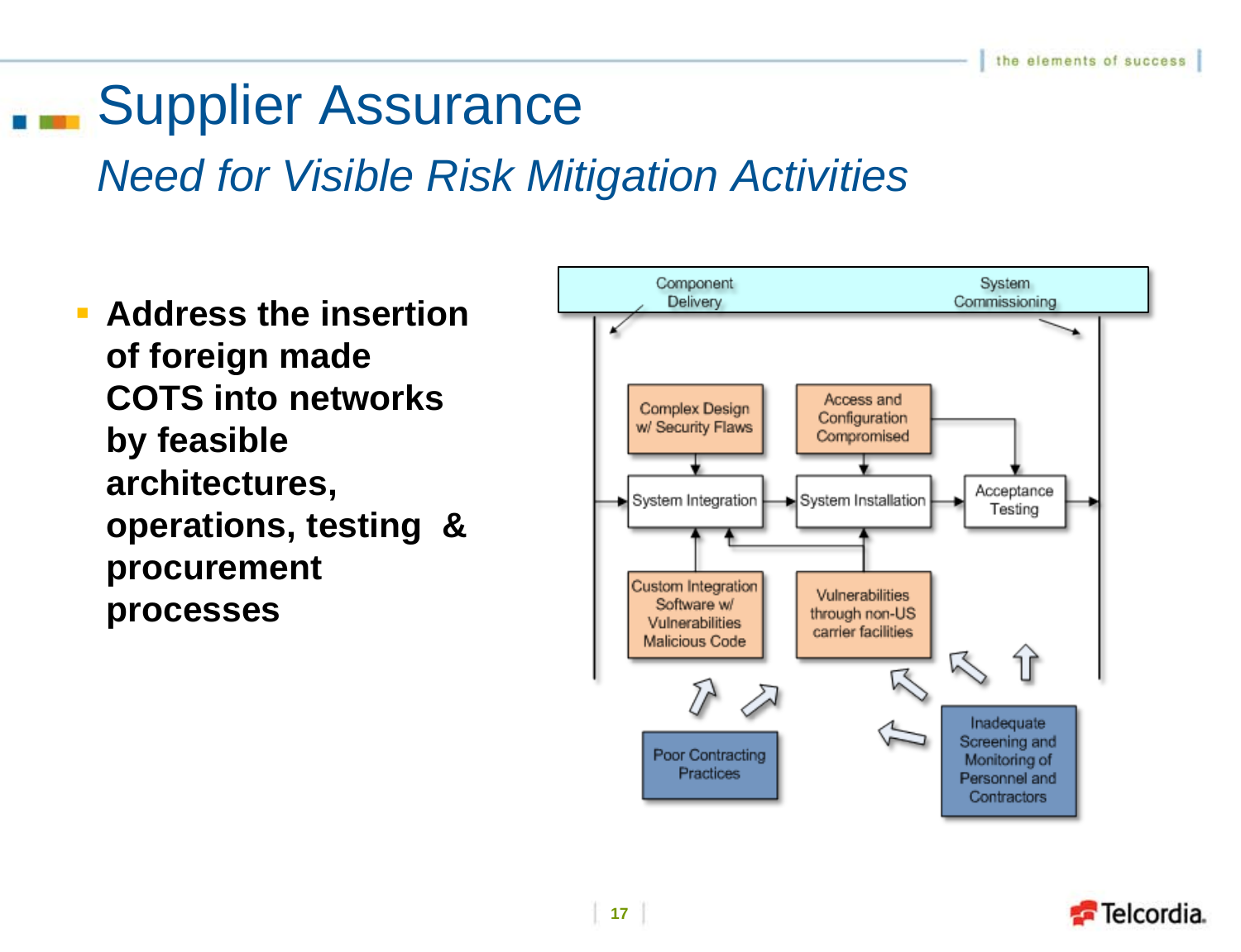# Supplier Assurance

## *Need for Visible Risk Mitigation Activities*

- **Address the insertion of foreign made COTS into networks by feasible architectures, operations, testing & procurement processes**

Component Delivery

System Commissioning

Complex Design w/ Security Flaws

Access and Configuration Compromised

System Integration

System Installation

Acceptance Testing

Custom Integration Software w/ Vulnerabilities Malicious Code

Vulnerabilities through non-US carrier facilities

Poor Contracting Practices

Inadequate Screening and Monitoring of Personnel and Contractors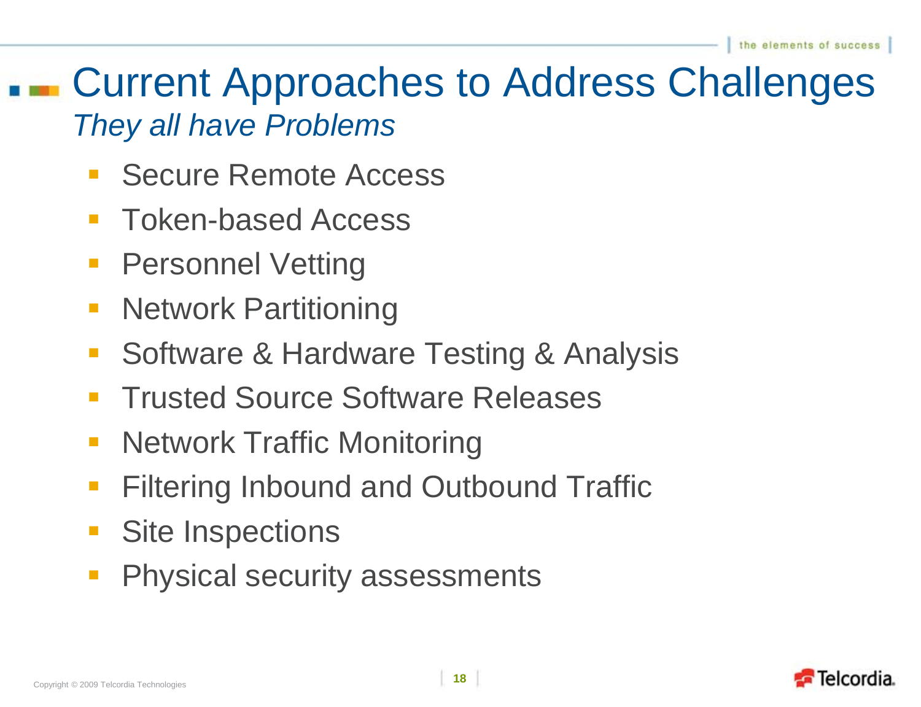# Current Approaches to Address Challenges

*They all have Problems*

- Secure Remote Access
- Token-based Access
- Personnel Vetting
- Network Partitioning
- Software & Hardware Testing & Analysis
- Trusted Source Software Releases
- Network Traffic Monitoring
- Filtering Inbound and Outbound Traffic
- Site Inspections
- Physical security assessments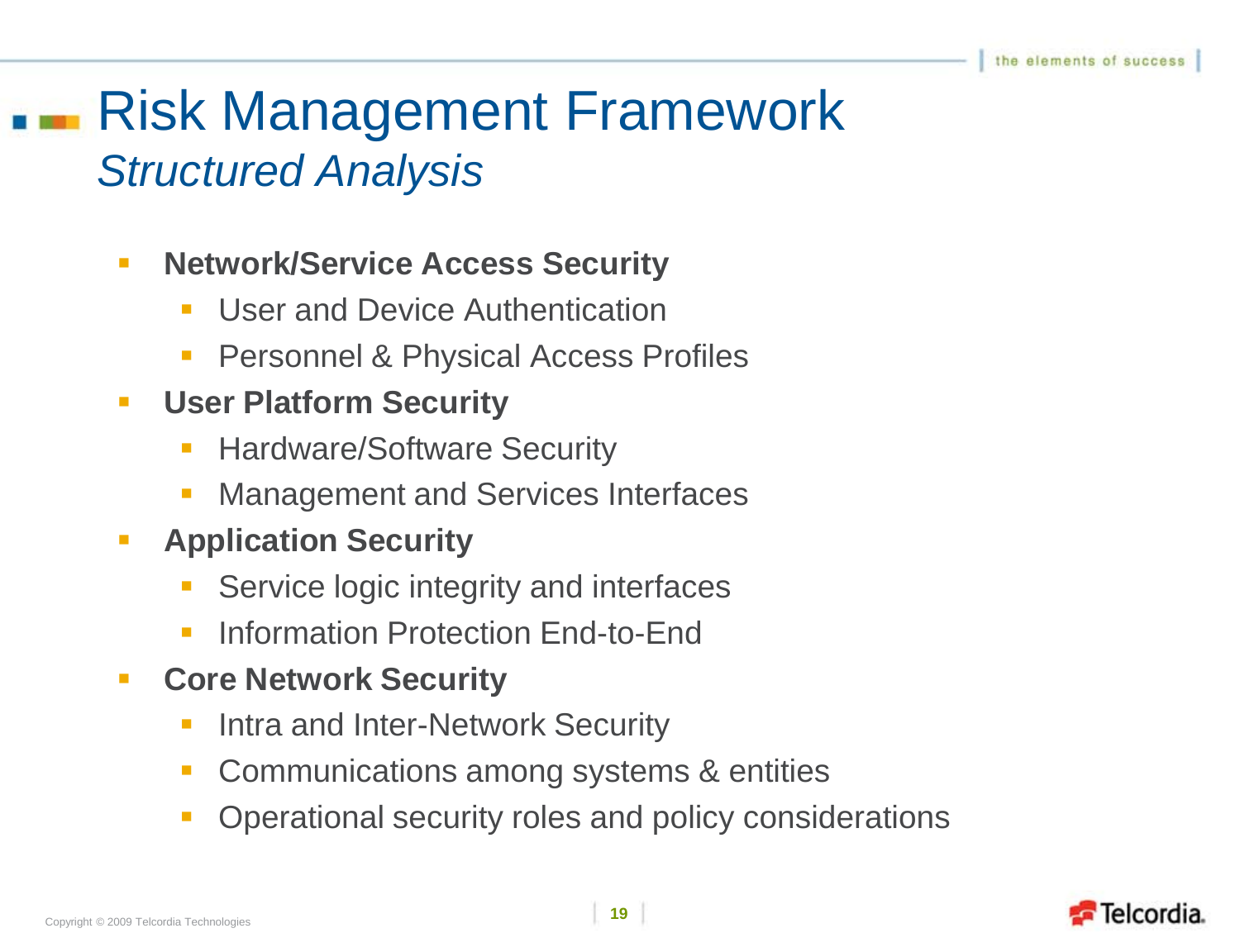# Risk Management Framework

## *Structured Analysis*

- **Network/Service Access Security**
  - User and Device Authentication
  - Personnel & Physical Access Profiles
- **User Platform Security**
  - Hardware/Software Security
  - Management and Services Interfaces
- **Application Security**
  - Service logic integrity and interfaces
  - Information Protection End-to-End
- **Core Network Security**
  - Intra and Inter-Network Security
  - Communications among systems & entities
  - Operational security roles and policy considerations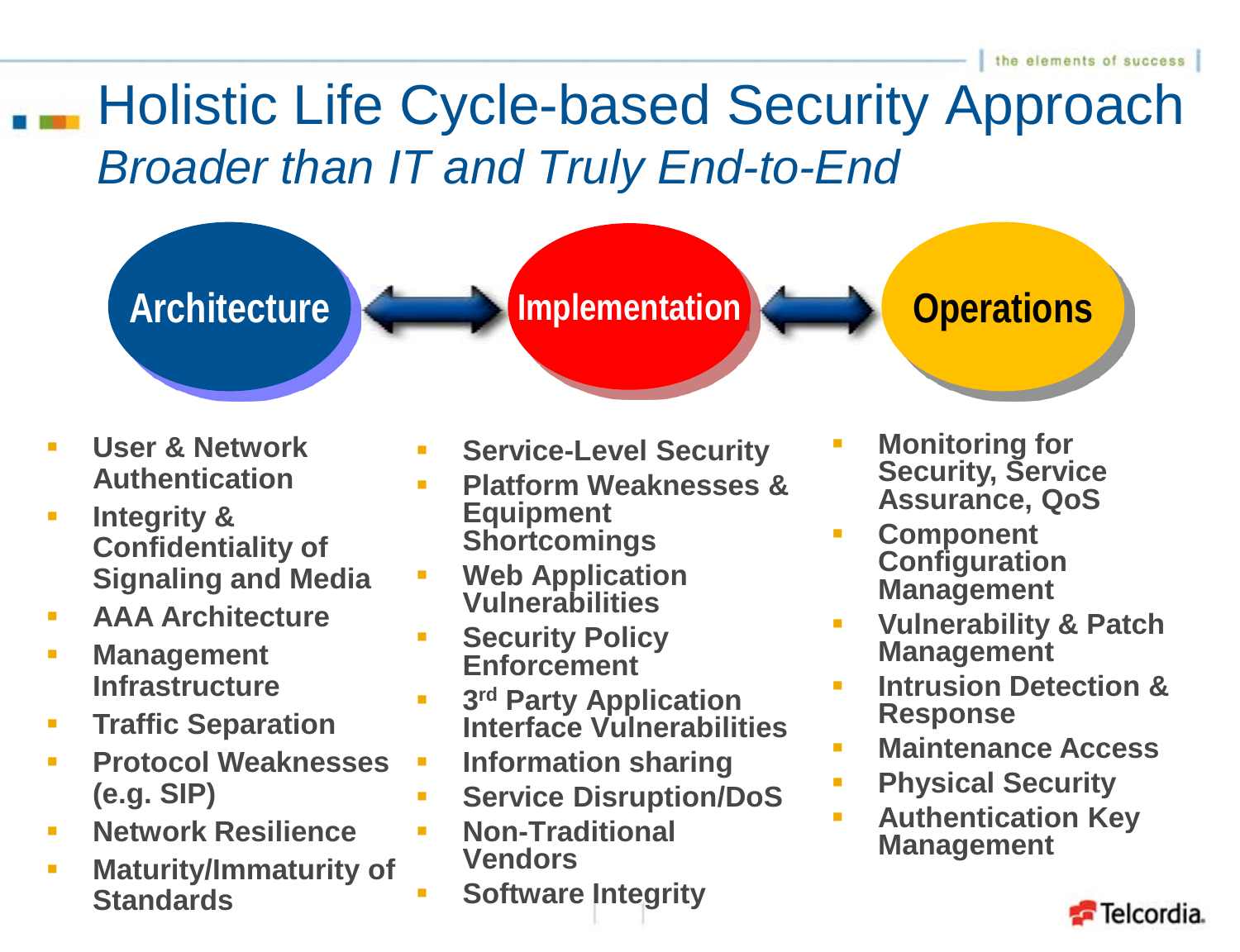# Holistic Life Cycle-based Security Approach

*Broader than IT and Truly End-to-End*

**Architecture** ⟷ **Implementation** ⟷ **Operations**

## Architecture

- User & Network Authentication
- Integrity & Confidentiality of Signaling and Media
- AAA Architecture
- Management Infrastructure
- Traffic Separation
- Protocol Weaknesses (e.g. SIP)
- Network Resilience
- Maturity/Immaturity of Standards

## Implementation

- Service-Level Security
- Platform Weaknesses & Equipment Shortcomings
- Web Application Vulnerabilities
- Security Policy Enforcement
- 3rd Party Application Interface Vulnerabilities
- Information sharing
- Service Disruption/DoS
- Non-Traditional Vendors
- Software Integrity

## Operations

- Monitoring for Security, Service Assurance, QoS
- Component Configuration Management
- Vulnerability & Patch Management
- Intrusion Detection & Response
- Maintenance Access
- Physical Security
- Authentication Key Management